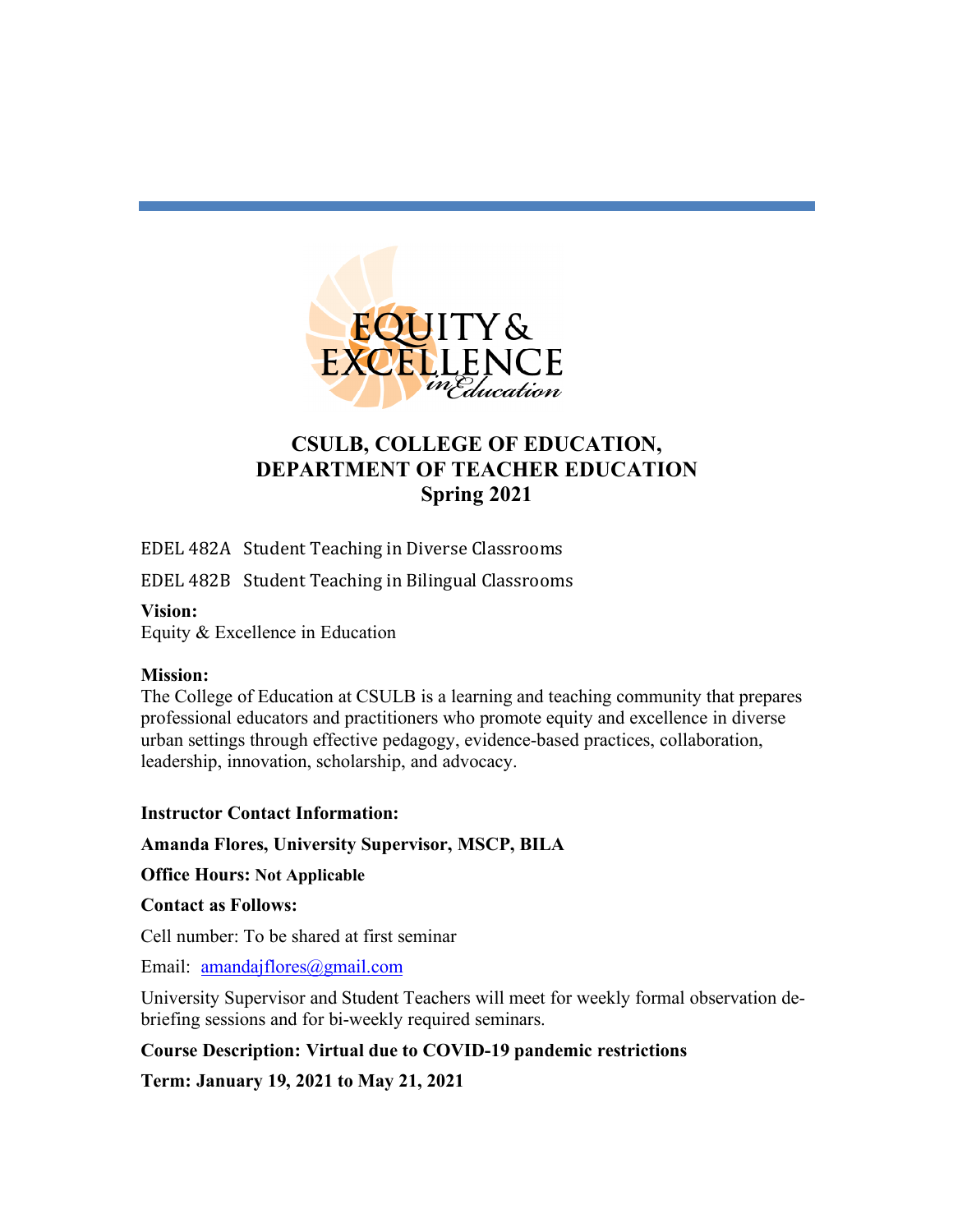EQUITY & EXCELLENCE *in Education*

# CSULB, COLLEGE OF EDUCATION, DEPARTMENT OF TEACHER EDUCATION Spring 2021

EDEL 482A Student Teaching in Diverse Classrooms

EDEL 482B Student Teaching in Bilingual Classrooms

**Vision:**
Equity & Excellence in Education

**Mission:**
The College of Education at CSULB is a learning and teaching community that prepares professional educators and practitioners who promote equity and excellence in diverse urban settings through effective pedagogy, evidence-based practices, collaboration, leadership, innovation, scholarship, and advocacy.

**Instructor Contact Information:**

**Amanda Flores, University Supervisor, MSCP, BILA**

**Office Hours: Not Applicable**

**Contact as Follows:**

Cell number: To be shared at first seminar

Email: amandajflores@gmail.com

University Supervisor and Student Teachers will meet for weekly formal observation de-briefing sessions and for bi-weekly required seminars.

**Course Description: Virtual due to COVID-19 pandemic restrictions**

**Term: January 19, 2021 to May 21, 2021**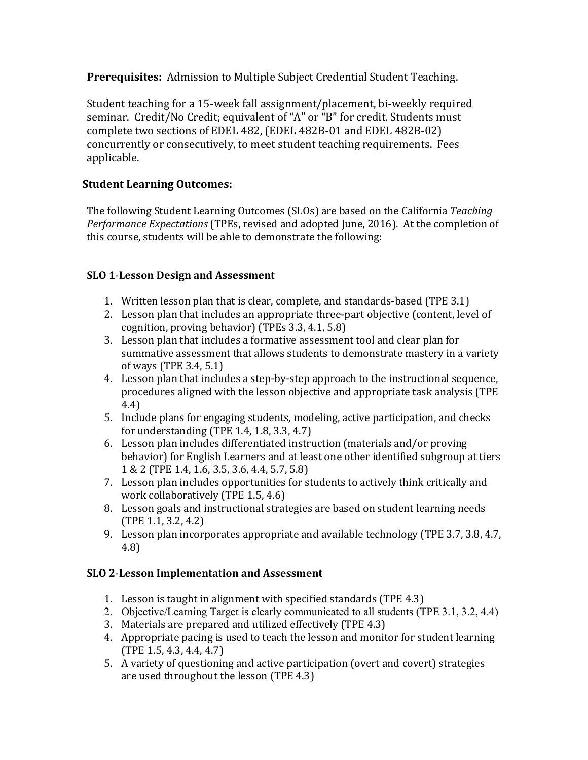**Prerequisites:** Admission to Multiple Subject Credential Student Teaching.

Student teaching for a 15-week fall assignment/placement, bi-weekly required seminar. Credit/No Credit; equivalent of "A" or "B" for credit. Students must complete two sections of EDEL 482, (EDEL 482B-01 and EDEL 482B-02) concurrently or consecutively, to meet student teaching requirements. Fees applicable.

**Student Learning Outcomes:**

The following Student Learning Outcomes (SLOs) are based on the California *Teaching Performance Expectations* (TPEs, revised and adopted June, 2016). At the completion of this course, students will be able to demonstrate the following:

**SLO 1-Lesson Design and Assessment**

1. Written lesson plan that is clear, complete, and standards-based (TPE 3.1)
2. Lesson plan that includes an appropriate three-part objective (content, level of cognition, proving behavior) (TPEs 3.3, 4.1, 5.8)
3. Lesson plan that includes a formative assessment tool and clear plan for summative assessment that allows students to demonstrate mastery in a variety of ways (TPE 3.4, 5.1)
4. Lesson plan that includes a step-by-step approach to the instructional sequence, procedures aligned with the lesson objective and appropriate task analysis (TPE 4.4)
5. Include plans for engaging students, modeling, active participation, and checks for understanding (TPE 1.4, 1.8, 3.3, 4.7)
6. Lesson plan includes differentiated instruction (materials and/or proving behavior) for English Learners and at least one other identified subgroup at tiers 1 & 2 (TPE 1.4, 1.6, 3.5, 3.6, 4.4, 5.7, 5.8)
7. Lesson plan includes opportunities for students to actively think critically and work collaboratively (TPE 1.5, 4.6)
8. Lesson goals and instructional strategies are based on student learning needs (TPE 1.1, 3.2, 4.2)
9. Lesson plan incorporates appropriate and available technology (TPE 3.7, 3.8, 4.7, 4.8)

**SLO 2-Lesson Implementation and Assessment**

1. Lesson is taught in alignment with specified standards (TPE 4.3)
2. Objective/Learning Target is clearly communicated to all students (TPE 3.1, 3.2, 4.4)
3. Materials are prepared and utilized effectively (TPE 4.3)
4. Appropriate pacing is used to teach the lesson and monitor for student learning (TPE 1.5, 4.3, 4.4, 4.7)
5. A variety of questioning and active participation (overt and covert) strategies are used throughout the lesson (TPE 4.3)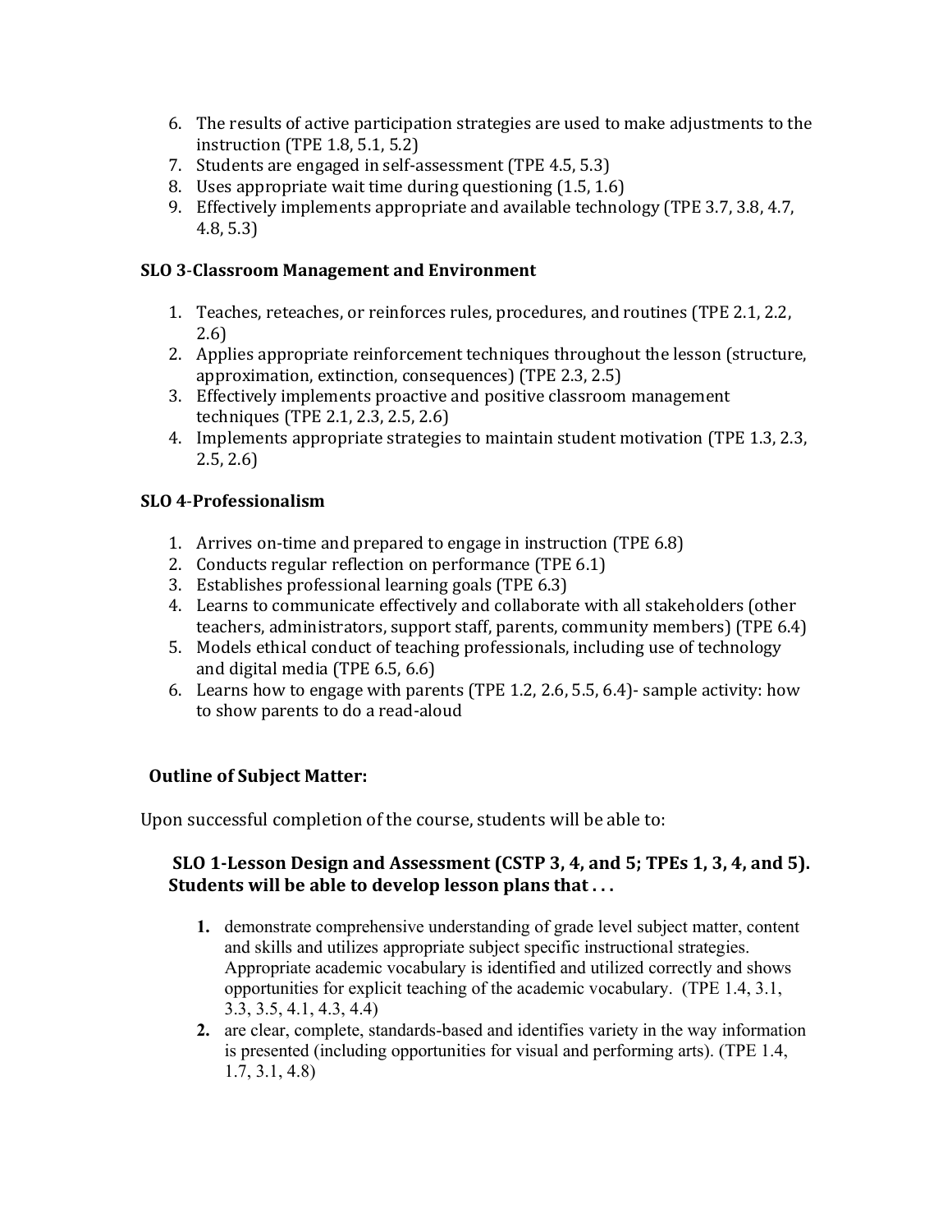6. The results of active participation strategies are used to make adjustments to the instruction (TPE 1.8, 5.1, 5.2)
7. Students are engaged in self-assessment (TPE 4.5, 5.3)
8. Uses appropriate wait time during questioning (1.5, 1.6)
9. Effectively implements appropriate and available technology (TPE 3.7, 3.8, 4.7, 4.8, 5.3)

**SLO 3-Classroom Management and Environment**

1. Teaches, reteaches, or reinforces rules, procedures, and routines (TPE 2.1, 2.2, 2.6)
2. Applies appropriate reinforcement techniques throughout the lesson (structure, approximation, extinction, consequences) (TPE 2.3, 2.5)
3. Effectively implements proactive and positive classroom management techniques (TPE 2.1, 2.3, 2.5, 2.6)
4. Implements appropriate strategies to maintain student motivation (TPE 1.3, 2.3, 2.5, 2.6)

**SLO 4-Professionalism**

1. Arrives on-time and prepared to engage in instruction (TPE 6.8)
2. Conducts regular reflection on performance (TPE 6.1)
3. Establishes professional learning goals (TPE 6.3)
4. Learns to communicate effectively and collaborate with all stakeholders (other teachers, administrators, support staff, parents, community members) (TPE 6.4)
5. Models ethical conduct of teaching professionals, including use of technology and digital media (TPE 6.5, 6.6)
6. Learns how to engage with parents (TPE 1.2, 2.6, 5.5, 6.4)- sample activity: how to show parents to do a read-aloud

**Outline of Subject Matter:**

Upon successful completion of the course, students will be able to:

**SLO 1-Lesson Design and Assessment (CSTP 3, 4, and 5; TPEs 1, 3, 4, and 5). Students will be able to develop lesson plans that . . .**

1. demonstrate comprehensive understanding of grade level subject matter, content and skills and utilizes appropriate subject specific instructional strategies. Appropriate academic vocabulary is identified and utilized correctly and shows opportunities for explicit teaching of the academic vocabulary. (TPE 1.4, 3.1, 3.3, 3.5, 4.1, 4.3, 4.4)
2. are clear, complete, standards-based and identifies variety in the way information is presented (including opportunities for visual and performing arts). (TPE 1.4, 1.7, 3.1, 4.8)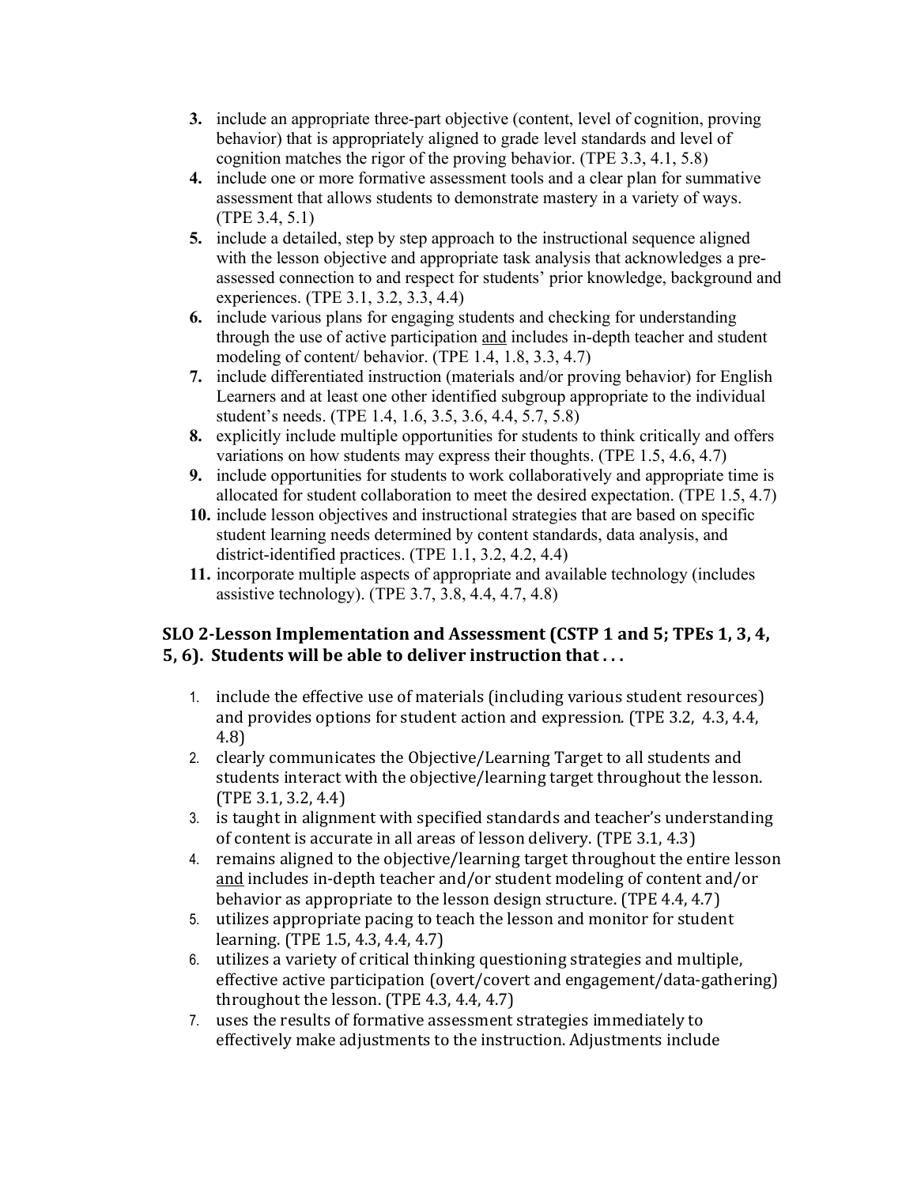3. include an appropriate three-part objective (content, level of cognition, proving behavior) that is appropriately aligned to grade level standards and level of cognition matches the rigor of the proving behavior. (TPE 3.3, 4.1, 5.8)
4. include one or more formative assessment tools and a clear plan for summative assessment that allows students to demonstrate mastery in a variety of ways. (TPE 3.4, 5.1)
5. include a detailed, step by step approach to the instructional sequence aligned with the lesson objective and appropriate task analysis that acknowledges a pre-assessed connection to and respect for students' prior knowledge, background and experiences. (TPE 3.1, 3.2, 3.3, 4.4)
6. include various plans for engaging students and checking for understanding through the use of active participation <u>and</u> includes in-depth teacher and student modeling of content/ behavior. (TPE 1.4, 1.8, 3.3, 4.7)
7. include differentiated instruction (materials and/or proving behavior) for English Learners and at least one other identified subgroup appropriate to the individual student's needs. (TPE 1.4, 1.6, 3.5, 3.6, 4.4, 5.7, 5.8)
8. explicitly include multiple opportunities for students to think critically and offers variations on how students may express their thoughts. (TPE 1.5, 4.6, 4.7)
9. include opportunities for students to work collaboratively and appropriate time is allocated for student collaboration to meet the desired expectation. (TPE 1.5, 4.7)
10. include lesson objectives and instructional strategies that are based on specific student learning needs determined by content standards, data analysis, and district-identified practices. (TPE 1.1, 3.2, 4.2, 4.4)
11. incorporate multiple aspects of appropriate and available technology (includes assistive technology). (TPE 3.7, 3.8, 4.4, 4.7, 4.8)

### SLO 2-Lesson Implementation and Assessment (CSTP 1 and 5; TPEs 1, 3, 4, 5, 6). Students will be able to deliver instruction that . . .

1. include the effective use of materials (including various student resources) and provides options for student action and expression. (TPE 3.2, 4.3, 4.4, 4.8)
2. clearly communicates the Objective/Learning Target to all students and students interact with the objective/learning target throughout the lesson. (TPE 3.1, 3.2, 4.4)
3. is taught in alignment with specified standards and teacher's understanding of content is accurate in all areas of lesson delivery. (TPE 3.1, 4.3)
4. remains aligned to the objective/learning target throughout the entire lesson <u>and</u> includes in-depth teacher and/or student modeling of content and/or behavior as appropriate to the lesson design structure. (TPE 4.4, 4.7)
5. utilizes appropriate pacing to teach the lesson and monitor for student learning. (TPE 1.5, 4.3, 4.4, 4.7)
6. utilizes a variety of critical thinking questioning strategies and multiple, effective active participation (overt/covert and engagement/data-gathering) throughout the lesson. (TPE 4.3, 4.4, 4.7)
7. uses the results of formative assessment strategies immediately to effectively make adjustments to the instruction. Adjustments include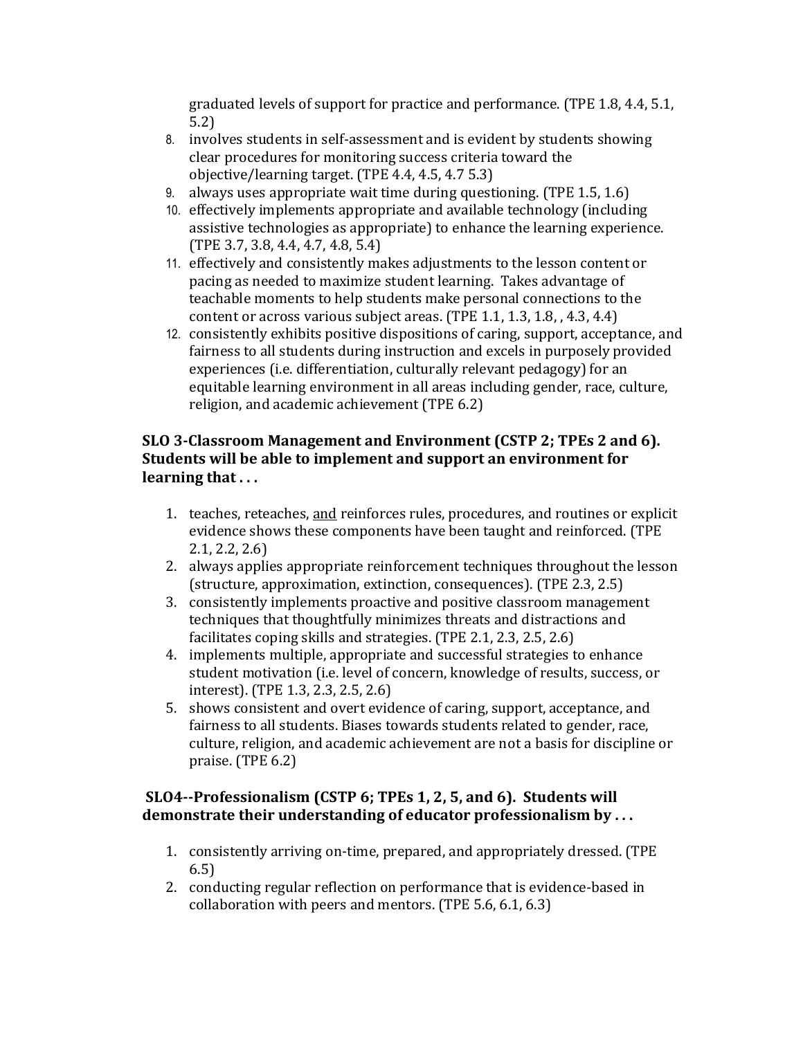graduated levels of support for practice and performance. (TPE 1.8, 4.4, 5.1, 5.2)

8. involves students in self-assessment and is evident by students showing clear procedures for monitoring success criteria toward the objective/learning target. (TPE 4.4, 4.5, 4.7 5.3)
9. always uses appropriate wait time during questioning. (TPE 1.5, 1.6)
10. effectively implements appropriate and available technology (including assistive technologies as appropriate) to enhance the learning experience. (TPE 3.7, 3.8, 4.4, 4.7, 4.8, 5.4)
11. effectively and consistently makes adjustments to the lesson content or pacing as needed to maximize student learning. Takes advantage of teachable moments to help students make personal connections to the content or across various subject areas. (TPE 1.1, 1.3, 1.8, , 4.3, 4.4)
12. consistently exhibits positive dispositions of caring, support, acceptance, and fairness to all students during instruction and excels in purposely provided experiences (i.e. differentiation, culturally relevant pedagogy) for an equitable learning environment in all areas including gender, race, culture, religion, and academic achievement (TPE 6.2)

**SLO 3-Classroom Management and Environment (CSTP 2; TPEs 2 and 6). Students will be able to implement and support an environment for learning that . . .**

1. teaches, reteaches, <u>and</u> reinforces rules, procedures, and routines or explicit evidence shows these components have been taught and reinforced. (TPE 2.1, 2.2, 2.6)
2. always applies appropriate reinforcement techniques throughout the lesson (structure, approximation, extinction, consequences). (TPE 2.3, 2.5)
3. consistently implements proactive and positive classroom management techniques that thoughtfully minimizes threats and distractions and facilitates coping skills and strategies. (TPE 2.1, 2.3, 2.5, 2.6)
4. implements multiple, appropriate and successful strategies to enhance student motivation (i.e. level of concern, knowledge of results, success, or interest). (TPE 1.3, 2.3, 2.5, 2.6)
5. shows consistent and overt evidence of caring, support, acceptance, and fairness to all students. Biases towards students related to gender, race, culture, religion, and academic achievement are not a basis for discipline or praise. (TPE 6.2)

**SLO4--Professionalism (CSTP 6; TPEs 1, 2, 5, and 6). Students will demonstrate their understanding of educator professionalism by . . .**

1. consistently arriving on-time, prepared, and appropriately dressed. (TPE 6.5)
2. conducting regular reflection on performance that is evidence-based in collaboration with peers and mentors. (TPE 5.6, 6.1, 6.3)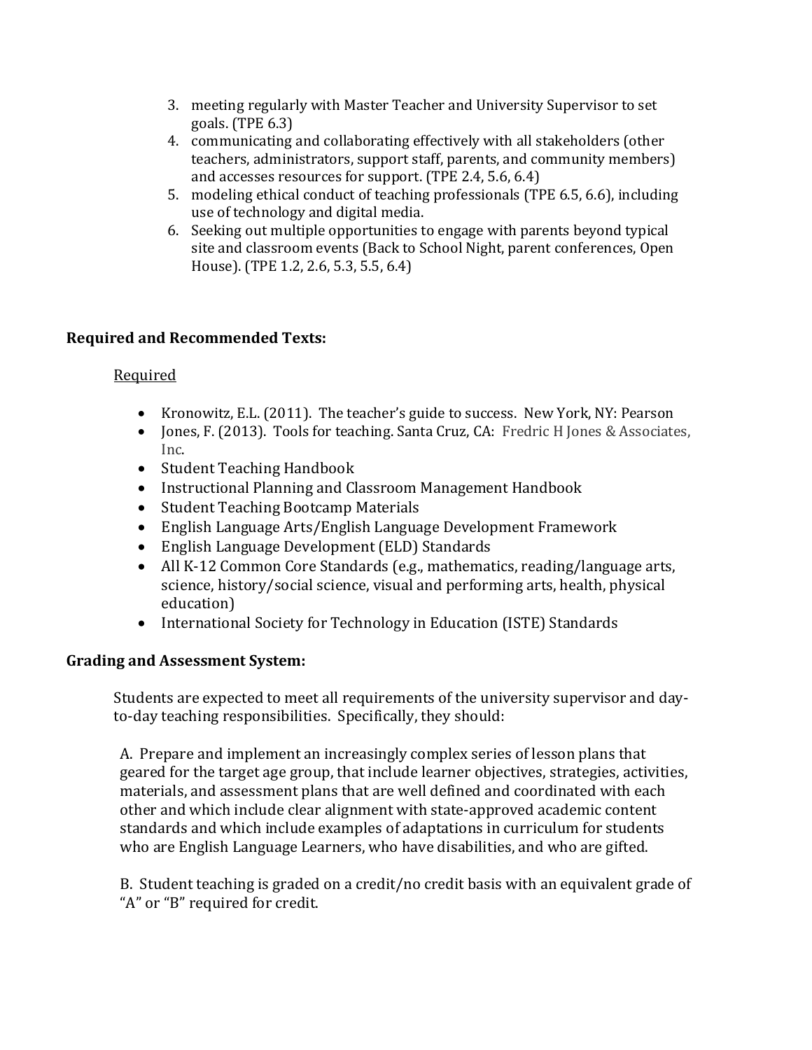3. meeting regularly with Master Teacher and University Supervisor to set goals. (TPE 6.3)
4. communicating and collaborating effectively with all stakeholders (other teachers, administrators, support staff, parents, and community members) and accesses resources for support. (TPE 2.4, 5.6, 6.4)
5. modeling ethical conduct of teaching professionals (TPE 6.5, 6.6), including use of technology and digital media.
6. Seeking out multiple opportunities to engage with parents beyond typical site and classroom events (Back to School Night, parent conferences, Open House). (TPE 1.2, 2.6, 5.3, 5.5, 6.4)

**Required and Recommended Texts:**

Required

- Kronowitz, E.L. (2011). The teacher's guide to success. New York, NY: Pearson
- Jones, F. (2013). Tools for teaching. Santa Cruz, CA: Fredric H Jones & Associates, Inc.
- Student Teaching Handbook
- Instructional Planning and Classroom Management Handbook
- Student Teaching Bootcamp Materials
- English Language Arts/English Language Development Framework
- English Language Development (ELD) Standards
- All K-12 Common Core Standards (e.g., mathematics, reading/language arts, science, history/social science, visual and performing arts, health, physical education)
- International Society for Technology in Education (ISTE) Standards

**Grading and Assessment System:**

Students are expected to meet all requirements of the university supervisor and day-to-day teaching responsibilities. Specifically, they should:

A. Prepare and implement an increasingly complex series of lesson plans that geared for the target age group, that include learner objectives, strategies, activities, materials, and assessment plans that are well defined and coordinated with each other and which include clear alignment with state-approved academic content standards and which include examples of adaptations in curriculum for students who are English Language Learners, who have disabilities, and who are gifted.

B. Student teaching is graded on a credit/no credit basis with an equivalent grade of "A" or "B" required for credit.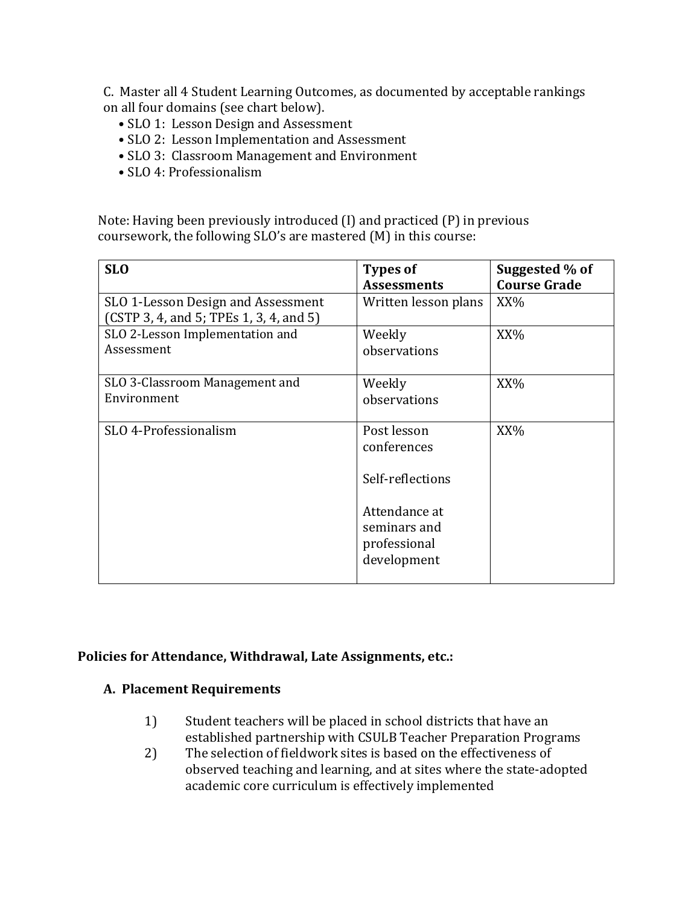C. Master all 4 Student Learning Outcomes, as documented by acceptable rankings on all four domains (see chart below).

- SLO 1: Lesson Design and Assessment
- SLO 2: Lesson Implementation and Assessment
- SLO 3: Classroom Management and Environment
- SLO 4: Professionalism

Note: Having been previously introduced (I) and practiced (P) in previous coursework, the following SLO's are mastered (M) in this course:

| SLO | Types of Assessments | Suggested % of Course Grade |
|---|---|---|
| SLO 1-Lesson Design and Assessment (CSTP 3, 4, and 5; TPEs 1, 3, 4, and 5) | Written lesson plans | XX% |
| SLO 2-Lesson Implementation and Assessment | Weekly observations | XX% |
| SLO 3-Classroom Management and Environment | Weekly observations | XX% |
| SLO 4-Professionalism | Post lesson conferences<br><br>Self-reflections<br><br>Attendance at seminars and professional development | XX% |

**Policies for Attendance, Withdrawal, Late Assignments, etc.:**

**A. Placement Requirements**

1) Student teachers will be placed in school districts that have an established partnership with CSULB Teacher Preparation Programs
2) The selection of fieldwork sites is based on the effectiveness of observed teaching and learning, and at sites where the state-adopted academic core curriculum is effectively implemented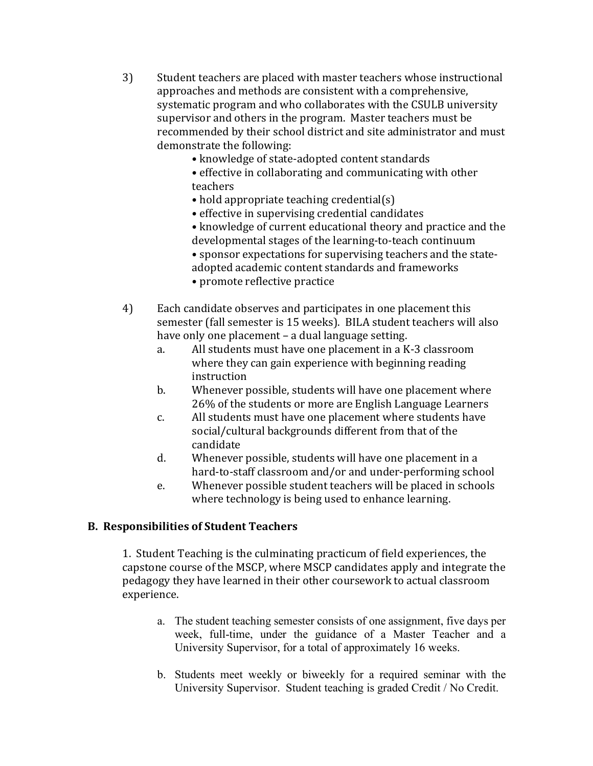3) Student teachers are placed with master teachers whose instructional approaches and methods are consistent with a comprehensive, systematic program and who collaborates with the CSULB university supervisor and others in the program. Master teachers must be recommended by their school district and site administrator and must demonstrate the following:
   - knowledge of state-adopted content standards
   - effective in collaborating and communicating with other teachers
   - hold appropriate teaching credential(s)
   - effective in supervising credential candidates
   - knowledge of current educational theory and practice and the developmental stages of the learning-to-teach continuum
   - sponsor expectations for supervising teachers and the state-adopted academic content standards and frameworks
   - promote reflective practice

4) Each candidate observes and participates in one placement this semester (fall semester is 15 weeks). BILA student teachers will also have only one placement – a dual language setting.
   a. All students must have one placement in a K-3 classroom where they can gain experience with beginning reading instruction
   b. Whenever possible, students will have one placement where 26% of the students or more are English Language Learners
   c. All students must have one placement where students have social/cultural backgrounds different from that of the candidate
   d. Whenever possible, students will have one placement in a hard-to-staff classroom and/or and under-performing school
   e. Whenever possible student teachers will be placed in schools where technology is being used to enhance learning.

## B. Responsibilities of Student Teachers

1. Student Teaching is the culminating practicum of field experiences, the capstone course of the MSCP, where MSCP candidates apply and integrate the pedagogy they have learned in their other coursework to actual classroom experience.

   a. The student teaching semester consists of one assignment, five days per week, full-time, under the guidance of a Master Teacher and a University Supervisor, for a total of approximately 16 weeks.

   b. Students meet weekly or biweekly for a required seminar with the University Supervisor. Student teaching is graded Credit / No Credit.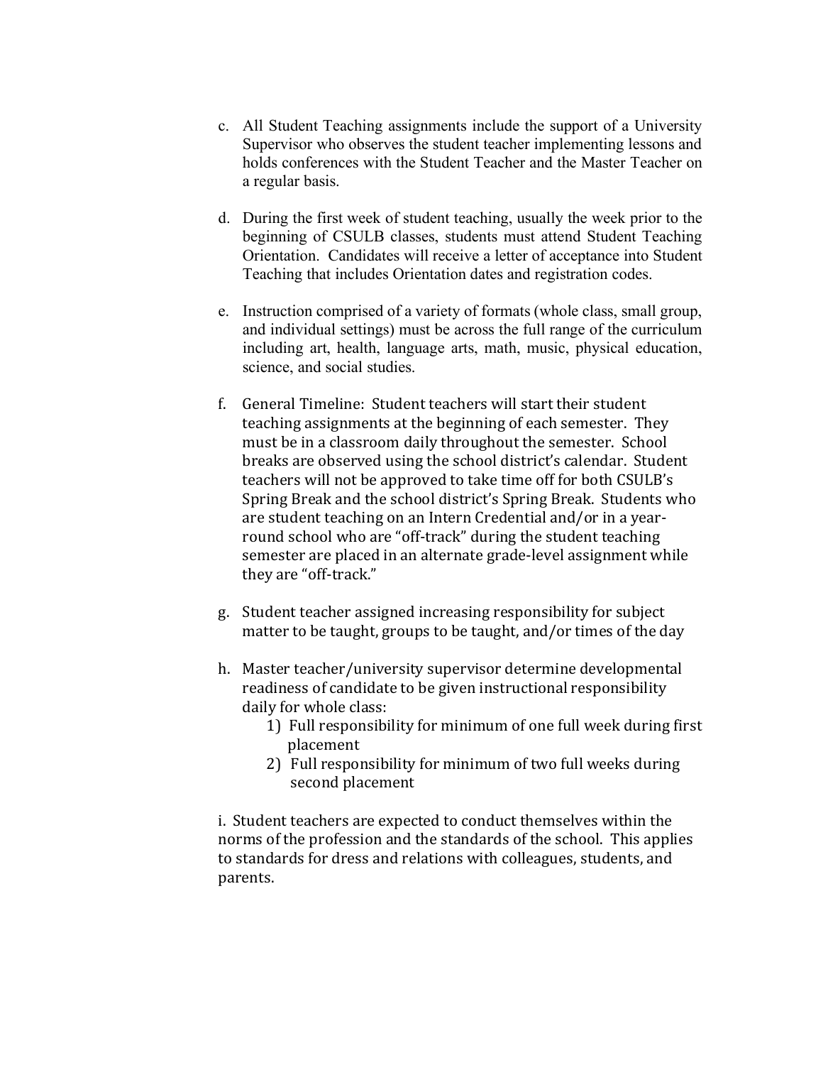c. All Student Teaching assignments include the support of a University Supervisor who observes the student teacher implementing lessons and holds conferences with the Student Teacher and the Master Teacher on a regular basis.

d. During the first week of student teaching, usually the week prior to the beginning of CSULB classes, students must attend Student Teaching Orientation. Candidates will receive a letter of acceptance into Student Teaching that includes Orientation dates and registration codes.

e. Instruction comprised of a variety of formats (whole class, small group, and individual settings) must be across the full range of the curriculum including art, health, language arts, math, music, physical education, science, and social studies.

f. General Timeline: Student teachers will start their student teaching assignments at the beginning of each semester. They must be in a classroom daily throughout the semester. School breaks are observed using the school district's calendar. Student teachers will not be approved to take time off for both CSULB's Spring Break and the school district's Spring Break. Students who are student teaching on an Intern Credential and/or in a year-round school who are "off-track" during the student teaching semester are placed in an alternate grade-level assignment while they are "off-track."

g. Student teacher assigned increasing responsibility for subject matter to be taught, groups to be taught, and/or times of the day

h. Master teacher/university supervisor determine developmental readiness of candidate to be given instructional responsibility daily for whole class:
   1) Full responsibility for minimum of one full week during first placement
   2) Full responsibility for minimum of two full weeks during second placement

i. Student teachers are expected to conduct themselves within the norms of the profession and the standards of the school. This applies to standards for dress and relations with colleagues, students, and parents.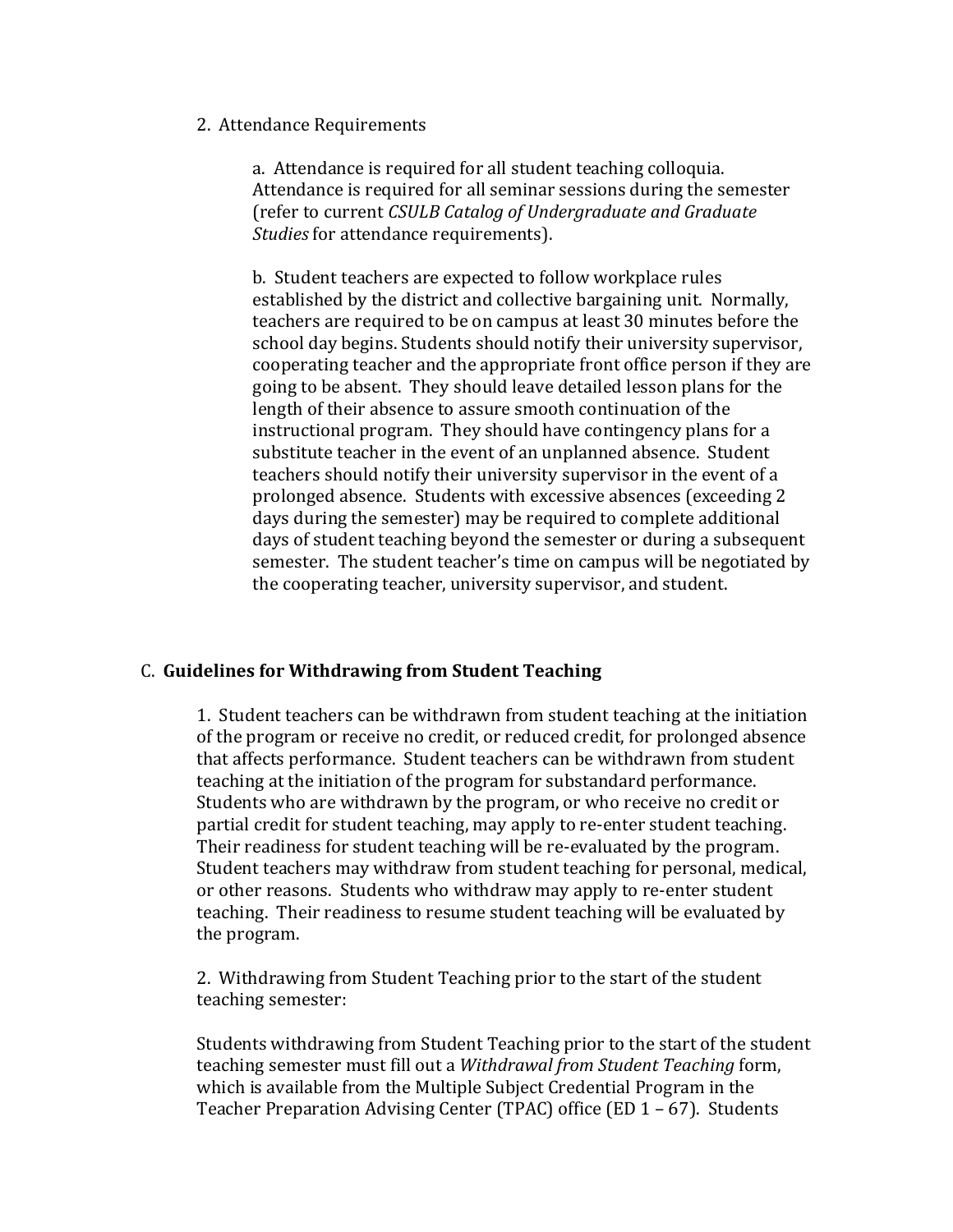2. Attendance Requirements

a. Attendance is required for all student teaching colloquia. Attendance is required for all seminar sessions during the semester (refer to current *CSULB Catalog of Undergraduate and Graduate Studies* for attendance requirements).

b. Student teachers are expected to follow workplace rules established by the district and collective bargaining unit. Normally, teachers are required to be on campus at least 30 minutes before the school day begins. Students should notify their university supervisor, cooperating teacher and the appropriate front office person if they are going to be absent. They should leave detailed lesson plans for the length of their absence to assure smooth continuation of the instructional program. They should have contingency plans for a substitute teacher in the event of an unplanned absence. Student teachers should notify their university supervisor in the event of a prolonged absence. Students with excessive absences (exceeding 2 days during the semester) may be required to complete additional days of student teaching beyond the semester or during a subsequent semester. The student teacher's time on campus will be negotiated by the cooperating teacher, university supervisor, and student.

## C. **Guidelines for Withdrawing from Student Teaching**

1. Student teachers can be withdrawn from student teaching at the initiation of the program or receive no credit, or reduced credit, for prolonged absence that affects performance. Student teachers can be withdrawn from student teaching at the initiation of the program for substandard performance. Students who are withdrawn by the program, or who receive no credit or partial credit for student teaching, may apply to re-enter student teaching. Their readiness for student teaching will be re-evaluated by the program. Student teachers may withdraw from student teaching for personal, medical, or other reasons. Students who withdraw may apply to re-enter student teaching. Their readiness to resume student teaching will be evaluated by the program.

2. Withdrawing from Student Teaching prior to the start of the student teaching semester:

Students withdrawing from Student Teaching prior to the start of the student teaching semester must fill out a *Withdrawal from Student Teaching* form, which is available from the Multiple Subject Credential Program in the Teacher Preparation Advising Center (TPAC) office (ED 1 – 67). Students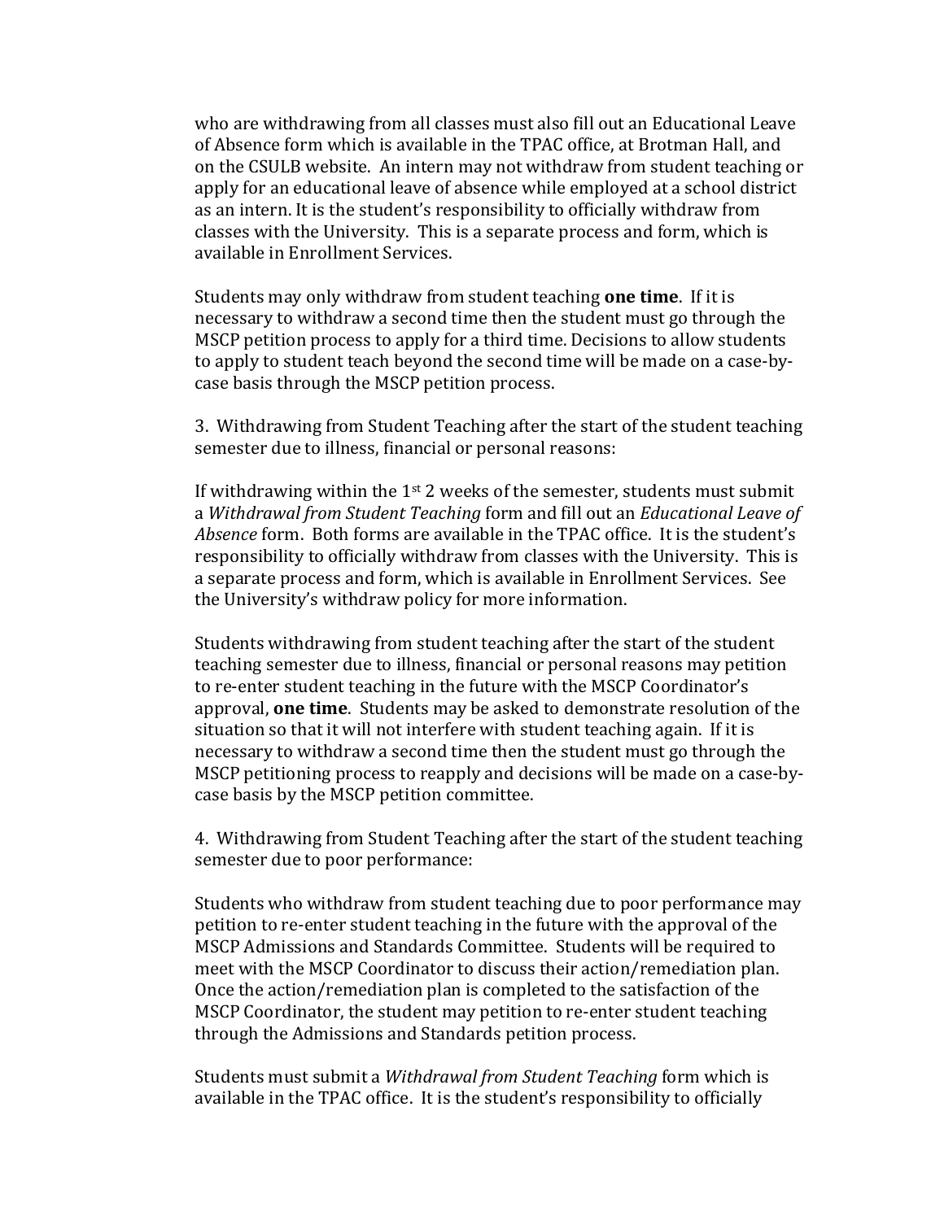who are withdrawing from all classes must also fill out an Educational Leave of Absence form which is available in the TPAC office, at Brotman Hall, and on the CSULB website. An intern may not withdraw from student teaching or apply for an educational leave of absence while employed at a school district as an intern. It is the student's responsibility to officially withdraw from classes with the University. This is a separate process and form, which is available in Enrollment Services.

Students may only withdraw from student teaching **one time**. If it is necessary to withdraw a second time then the student must go through the MSCP petition process to apply for a third time. Decisions to allow students to apply to student teach beyond the second time will be made on a case-by-case basis through the MSCP petition process.

3. Withdrawing from Student Teaching after the start of the student teaching semester due to illness, financial or personal reasons:

If withdrawing within the 1st 2 weeks of the semester, students must submit a *Withdrawal from Student Teaching* form and fill out an *Educational Leave of Absence* form. Both forms are available in the TPAC office. It is the student's responsibility to officially withdraw from classes with the University. This is a separate process and form, which is available in Enrollment Services. See the University's withdraw policy for more information.

Students withdrawing from student teaching after the start of the student teaching semester due to illness, financial or personal reasons may petition to re-enter student teaching in the future with the MSCP Coordinator's approval, **one time**. Students may be asked to demonstrate resolution of the situation so that it will not interfere with student teaching again. If it is necessary to withdraw a second time then the student must go through the MSCP petitioning process to reapply and decisions will be made on a case-by-case basis by the MSCP petition committee.

4. Withdrawing from Student Teaching after the start of the student teaching semester due to poor performance:

Students who withdraw from student teaching due to poor performance may petition to re-enter student teaching in the future with the approval of the MSCP Admissions and Standards Committee. Students will be required to meet with the MSCP Coordinator to discuss their action/remediation plan. Once the action/remediation plan is completed to the satisfaction of the MSCP Coordinator, the student may petition to re-enter student teaching through the Admissions and Standards petition process.

Students must submit a *Withdrawal from Student Teaching* form which is available in the TPAC office. It is the student's responsibility to officially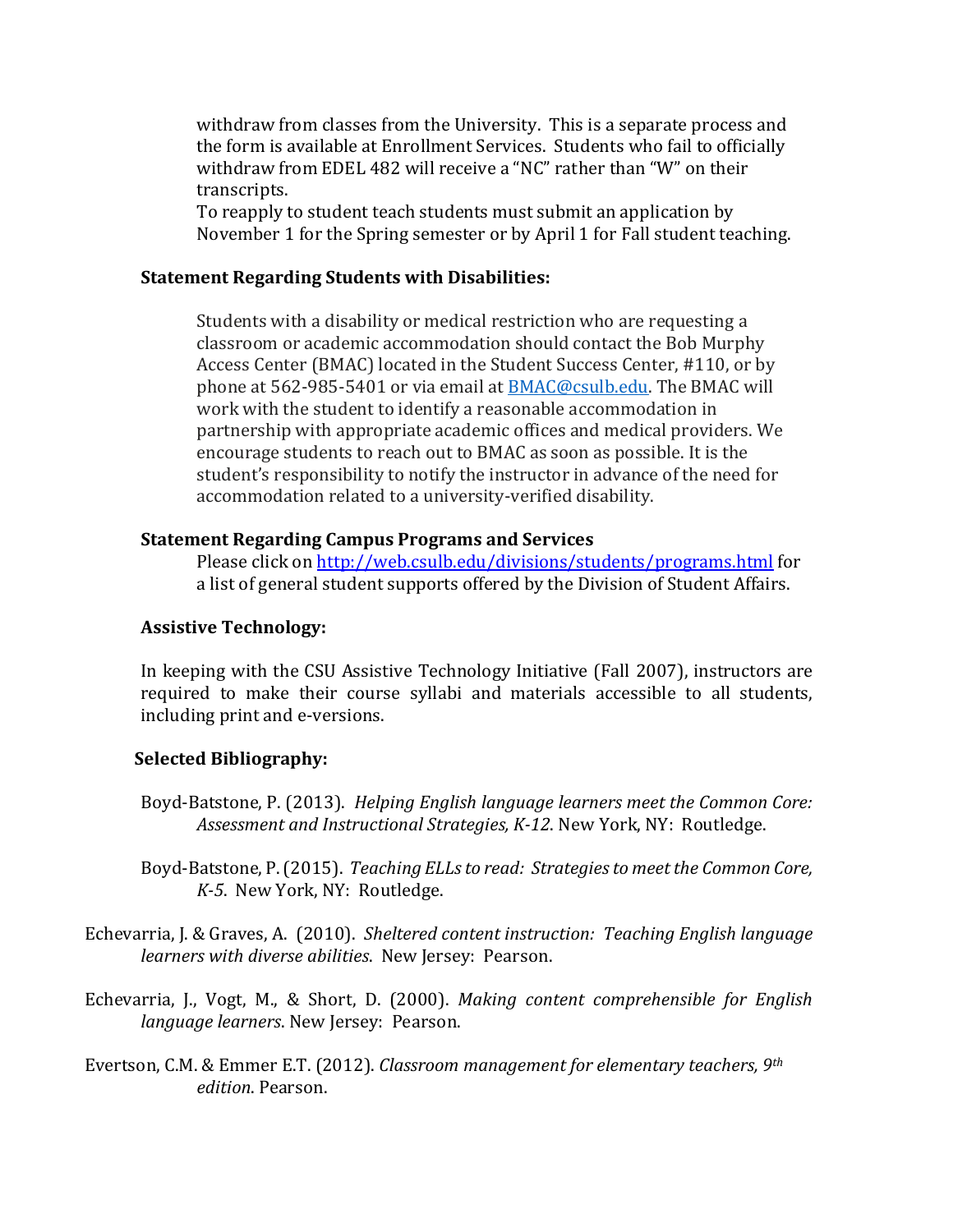withdraw from classes from the University. This is a separate process and the form is available at Enrollment Services. Students who fail to officially withdraw from EDEL 482 will receive a "NC" rather than "W" on their transcripts.

To reapply to student teach students must submit an application by November 1 for the Spring semester or by April 1 for Fall student teaching.

**Statement Regarding Students with Disabilities:**

Students with a disability or medical restriction who are requesting a classroom or academic accommodation should contact the Bob Murphy Access Center (BMAC) located in the Student Success Center, #110, or by phone at 562-985-5401 or via email at BMAC@csulb.edu. The BMAC will work with the student to identify a reasonable accommodation in partnership with appropriate academic offices and medical providers. We encourage students to reach out to BMAC as soon as possible. It is the student's responsibility to notify the instructor in advance of the need for accommodation related to a university-verified disability.

**Statement Regarding Campus Programs and Services**

Please click on http://web.csulb.edu/divisions/students/programs.html for a list of general student supports offered by the Division of Student Affairs.

**Assistive Technology:**

In keeping with the CSU Assistive Technology Initiative (Fall 2007), instructors are required to make their course syllabi and materials accessible to all students, including print and e-versions.

**Selected Bibliography:**

Boyd-Batstone, P. (2013). *Helping English language learners meet the Common Core: Assessment and Instructional Strategies, K-12*. New York, NY: Routledge.

Boyd-Batstone, P. (2015). *Teaching ELLs to read: Strategies to meet the Common Core, K-5*. New York, NY: Routledge.

Echevarria, J. & Graves, A. (2010). *Sheltered content instruction: Teaching English language learners with diverse abilities*. New Jersey: Pearson.

Echevarria, J., Vogt, M., & Short, D. (2000). *Making content comprehensible for English language learners*. New Jersey: Pearson.

Evertson, C.M. & Emmer E.T. (2012). *Classroom management for elementary teachers, 9th edition*. Pearson.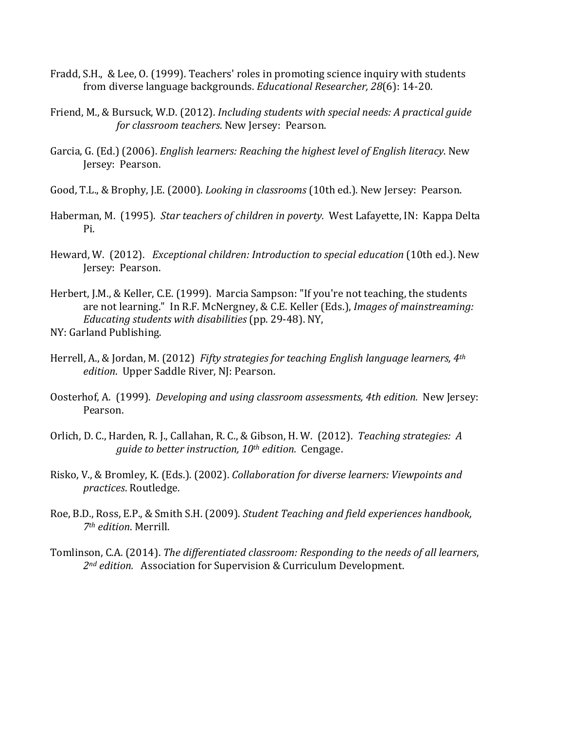Fradd, S.H., & Lee, O. (1999). Teachers' roles in promoting science inquiry with students from diverse language backgrounds. *Educational Researcher, 28*(6): 14-20.

Friend, M., & Bursuck, W.D. (2012). *Including students with special needs: A practical guide for classroom teachers*. New Jersey: Pearson.

Garcia, G. (Ed.) (2006). *English learners: Reaching the highest level of English literacy*. New Jersey: Pearson.

Good, T.L., & Brophy, J.E. (2000). *Looking in classrooms* (10th ed.). New Jersey: Pearson.

Haberman, M. (1995). *Star teachers of children in poverty.* West Lafayette, IN: Kappa Delta Pi.

Heward, W. (2012). *Exceptional children: Introduction to special education* (10th ed.). New Jersey: Pearson.

Herbert, J.M., & Keller, C.E. (1999). Marcia Sampson: "If you're not teaching, the students are not learning." In R.F. McNergney, & C.E. Keller (Eds.), *Images of mainstreaming: Educating students with disabilities* (pp. 29-48). NY, NY: Garland Publishing.

Herrell, A., & Jordan, M. (2012) *Fifty strategies for teaching English language learners, 4th edition*. Upper Saddle River, NJ: Pearson.

Oosterhof, A. (1999). *Developing and using classroom assessments, 4th edition.* New Jersey: Pearson.

Orlich, D. C., Harden, R. J., Callahan, R. C., & Gibson, H. W. (2012). *Teaching strategies: A guide to better instruction, 10th edition.* Cengage.

Risko, V., & Bromley, K. (Eds.). (2002). *Collaboration for diverse learners: Viewpoints and practices*. Routledge.

Roe, B.D., Ross, E.P., & Smith S.H. (2009). *Student Teaching and field experiences handbook, 7th edition*. Merrill.

Tomlinson, C.A. (2014). *The differentiated classroom: Responding to the needs of all learners, 2nd edition.* Association for Supervision & Curriculum Development.